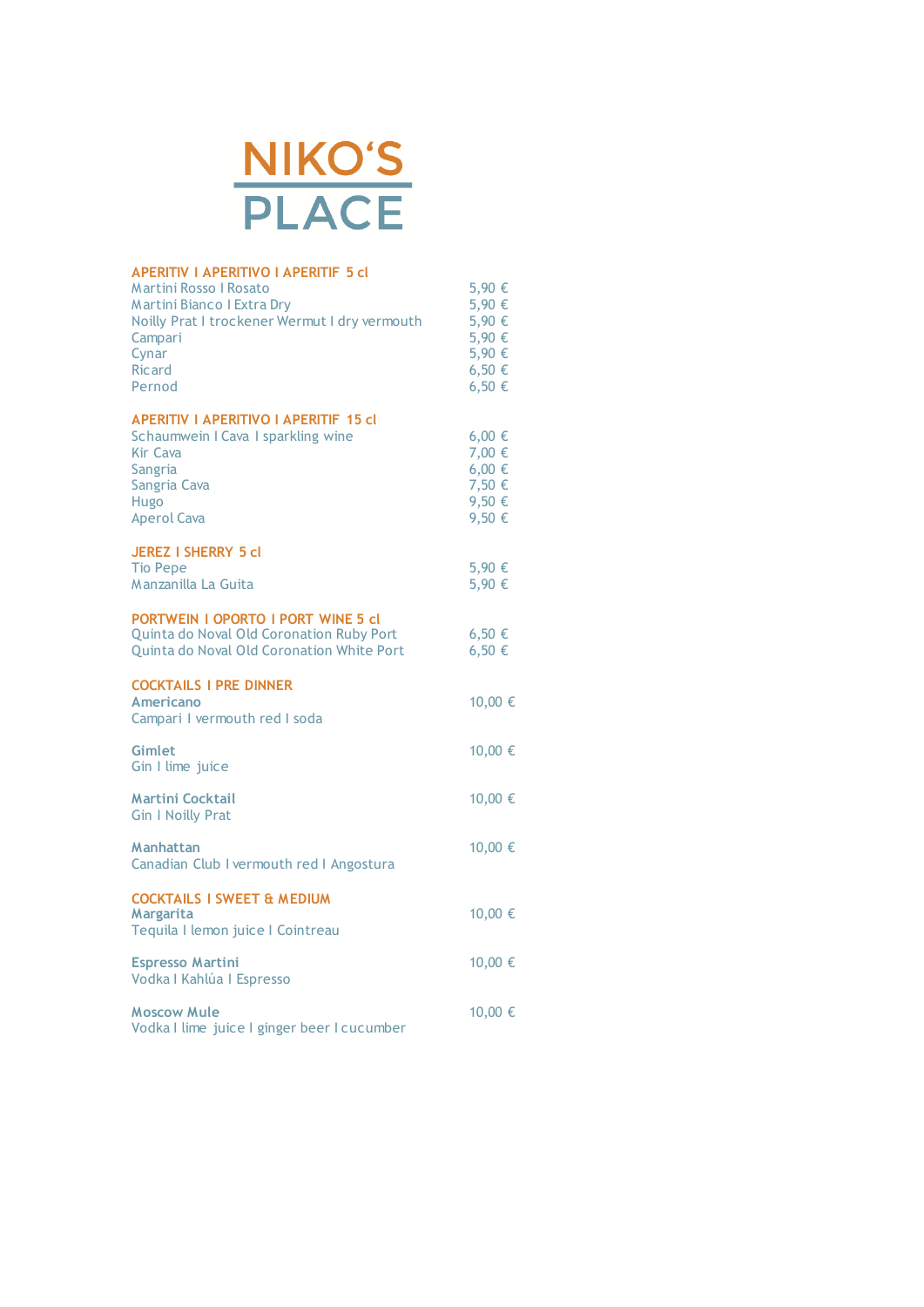# NIKO'S PLACE

## APERITIV I APERITIVO I APERITIF 5 cl

| | |
|---|---|
| Martini Rosso I Rosato | 5,90 € |
| Martini Bianco I Extra Dry | 5,90 € |
| Noilly Prat I trockener Wermut I dry vermouth | 5,90 € |
| Campari | 5,90 € |
| Cynar | 5,90 € |
| Ricard | 6,50 € |
| Pernod | 6,50 € |

## APERITIV I APERITIVO I APERITIF 15 cl

| | |
|---|---|
| Schaumwein I Cava I sparkling wine | 6,00 € |
| Kir Cava | 7,00 € |
| Sangria | 6,00 € |
| Sangria Cava | 7,50 € |
| Hugo | 9,50 € |
| Aperol Cava | 9,50 € |

## JEREZ I SHERRY 5 cl

| | |
|---|---|
| Tio Pepe | 5,90 € |
| Manzanilla La Guita | 5,90 € |

## PORTWEIN I OPORTO I PORT WINE 5 cl

| | |
|---|---|
| Quinta do Noval Old Coronation Ruby Port | 6,50 € |
| Quinta do Noval Old Coronation White Port | 6,50 € |

## COCKTAILS I PRE DINNER

**Americano** — 10,00 €
Campari I vermouth red I soda

**Gimlet** — 10,00 €
Gin I lime juice

**Martini Cocktail** — 10,00 €
Gin I Noilly Prat

**Manhattan** — 10,00 €
Canadian Club I vermouth red I Angostura

## COCKTAILS I SWEET & MEDIUM

**Margarita** — 10,00 €
Tequila I lemon juice I Cointreau

**Espresso Martini** — 10,00 €
Vodka I Kahlúa I Espresso

**Moscow Mule** — 10,00 €
Vodka I lime juice I ginger beer I cucumber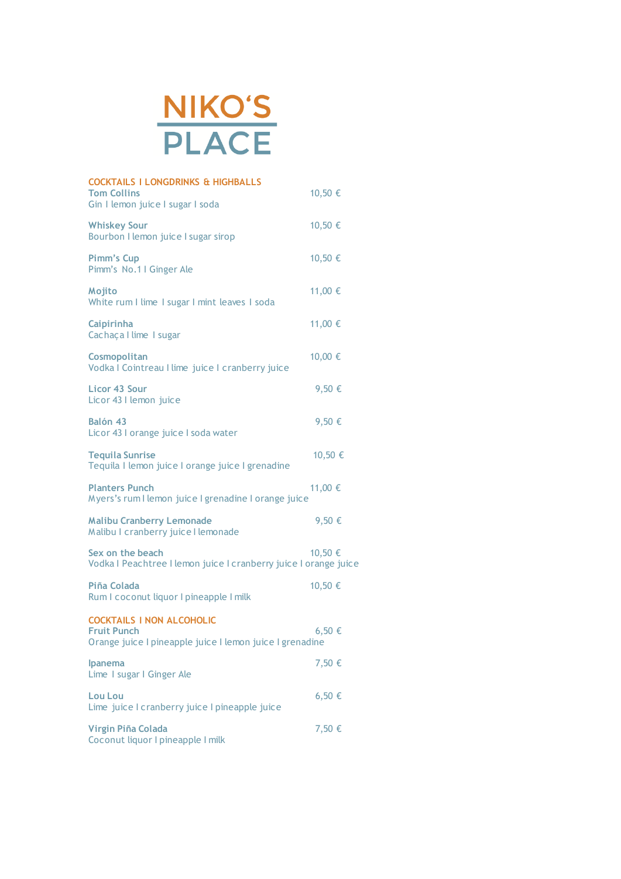# NIKO'S PLACE

## COCKTAILS I LONGDRINKS & HIGHBALLS

**Tom Collins** — 10,50 €
Gin I lemon juice I sugar I soda

**Whiskey Sour** — 10,50 €
Bourbon I lemon juice I sugar sirop

**Pimm's Cup** — 10,50 €
Pimm's No.1 I Ginger Ale

**Mojito** — 11,00 €
White rum I lime I sugar I mint leaves I soda

**Caipirinha** — 11,00 €
Cachaça I lime I sugar

**Cosmopolitan** — 10,00 €
Vodka I Cointreau I lime juice I cranberry juice

**Licor 43 Sour** — 9,50 €
Licor 43 I lemon juice

**Balón 43** — 9,50 €
Licor 43 I orange juice I soda water

**Tequila Sunrise** — 10,50 €
Tequila I lemon juice I orange juice I grenadine

**Planters Punch** — 11,00 €
Myers's rum I lemon juice I grenadine I orange juice

**Malibu Cranberry Lemonade** — 9,50 €
Malibu I cranberry juice I lemonade

**Sex on the beach** — 10,50 €
Vodka I Peachtree I lemon juice I cranberry juice I orange juice

**Piña Colada** — 10,50 €
Rum I coconut liquor I pineapple I milk

## COCKTAILS I NON ALCOHOLIC

**Fruit Punch** — 6,50 €
Orange juice I pineapple juice I lemon juice I grenadine

**Ipanema** — 7,50 €
Lime I sugar I Ginger Ale

**Lou Lou** — 6,50 €
Lime juice I cranberry juice I pineapple juice

**Virgin Piña Colada** — 7,50 €
Coconut liquor I pineapple I milk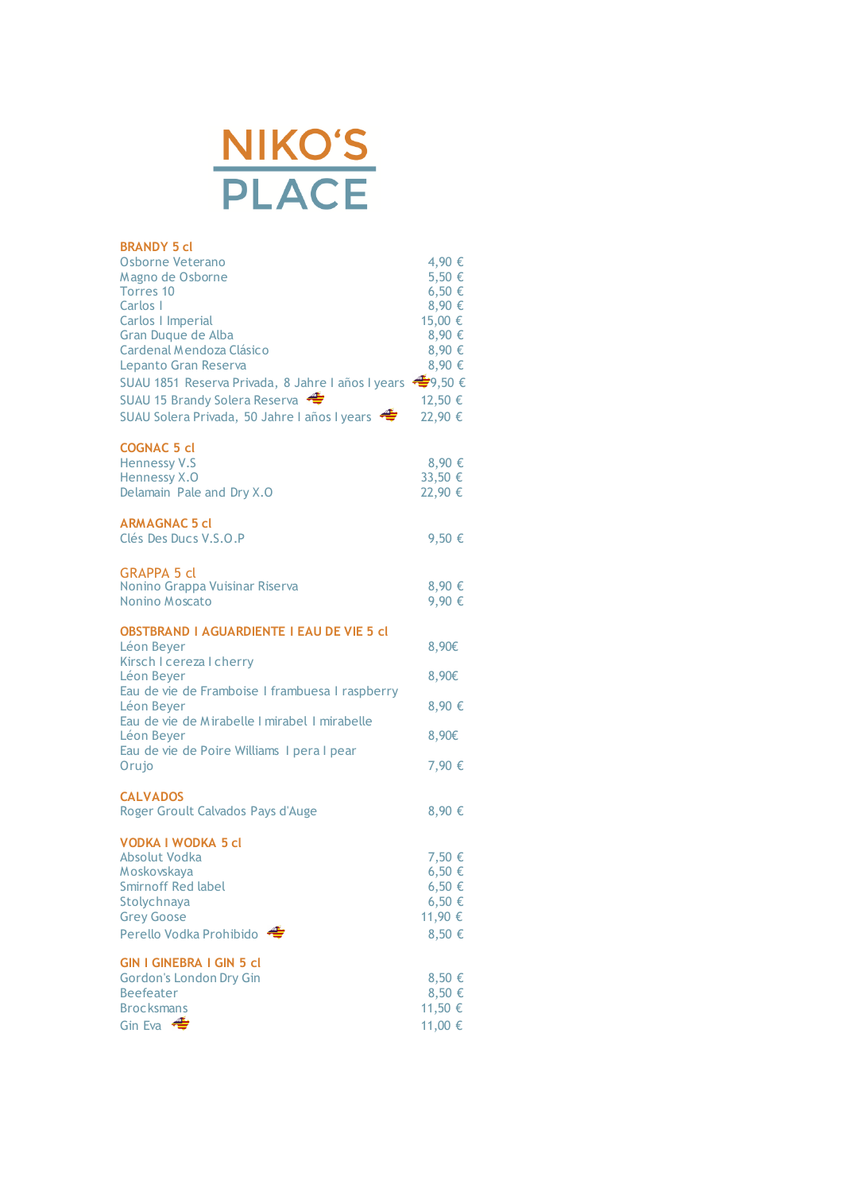# NIKO'S PLACE

## BRANDY 5 cl

| | |
|---|---|
| Osborne Veterano | 4,90 € |
| Magno de Osborne | 5,50 € |
| Torres 10 | 6,50 € |
| Carlos I | 8,90 € |
| Carlos I Imperial | 15,00 € |
| Gran Duque de Alba | 8,90 € |
| Cardenal Mendoza Clásico | 8,90 € |
| Lepanto Gran Reserva | 8,90 € |
| SUAU 1851 Reserva Privada, 8 Jahre I años I years | 9,50 € |
| SUAU 15 Brandy Solera Reserva | 12,50 € |
| SUAU Solera Privada, 50 Jahre I años I years | 22,90 € |

## COGNAC 5 cl

| | |
|---|---|
| Hennessy V.S | 8,90 € |
| Hennessy X.O | 33,50 € |
| Delamain Pale and Dry X.O | 22,90 € |

## ARMAGNAC 5 cl

| | |
|---|---|
| Clés Des Ducs V.S.O.P | 9,50 € |

## GRAPPA 5 cl

| | |
|---|---|
| Nonino Grappa Vuisinar Riserva | 8,90 € |
| Nonino Moscato | 9,90 € |

## OBSTBRAND I AGUARDIENTE I EAU DE VIE 5 cl

| | |
|---|---|
| Léon Beyer<br>Kirsch I cereza I cherry | 8,90€ |
| Léon Beyer<br>Eau de vie de Framboise I frambuesa I raspberry | 8,90€ |
| Léon Beyer<br>Eau de vie de Mirabelle I mirabel I mirabelle | 8,90 € |
| Léon Beyer<br>Eau de vie de Poire Williams I pera I pear | 8,90€ |
| Orujo | 7,90 € |

## CALVADOS

| | |
|---|---|
| Roger Groult Calvados Pays d'Auge | 8,90 € |

## VODKA I WODKA 5 cl

| | |
|---|---|
| Absolut Vodka | 7,50 € |
| Moskovskaya | 6,50 € |
| Smirnoff Red label | 6,50 € |
| Stolychnaya | 6,50 € |
| Grey Goose | 11,90 € |
| Perello Vodka Prohibido | 8,50 € |

## GIN I GINEBRA I GIN 5 cl

| | |
|---|---|
| Gordon's London Dry Gin | 8,50 € |
| Beefeater | 8,50 € |
| Brocksmans | 11,50 € |
| Gin Eva | 11,00 € |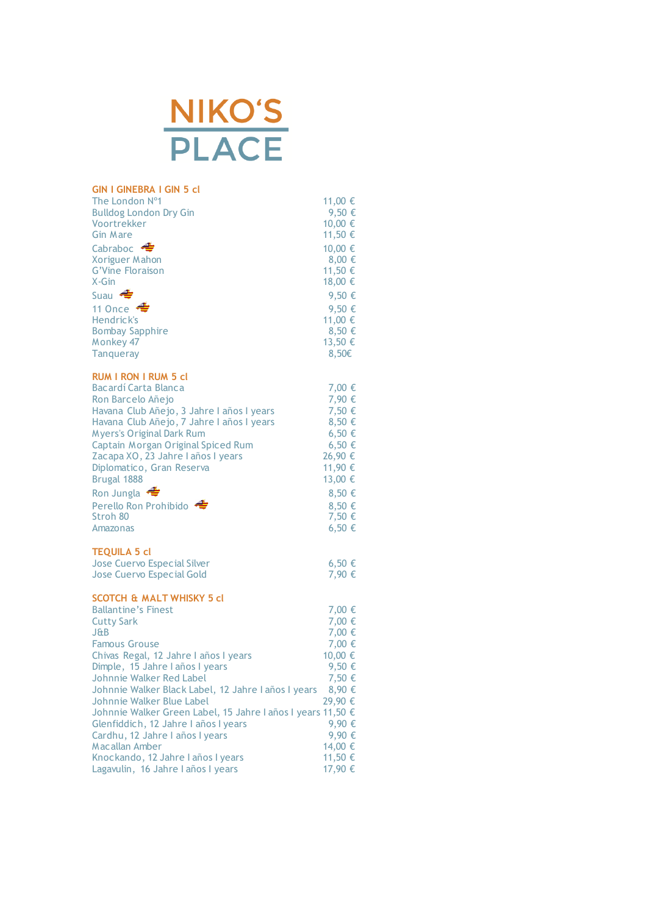# NIKO'S PLACE

## GIN I GINEBRA I GIN 5 cl

| | |
|---|---|
| The London Nº1 | 11,00 € |
| Bulldog London Dry Gin | 9,50 € |
| Voortrekker | 10,00 € |
| Gin Mare | 11,50 € |
| Cabraboc | 10,00 € |
| Xoriguer Mahon | 8,00 € |
| G'Vine Floraison | 11,50 € |
| X-Gin | 18,00 € |
| Suau | 9,50 € |
| 11 Once | 9,50 € |
| Hendrick's | 11,00 € |
| Bombay Sapphire | 8,50 € |
| Monkey 47 | 13,50 € |
| Tanqueray | 8,50€ |

## RUM I RON I RUM 5 cl

| | |
|---|---|
| Bacardí Carta Blanca | 7,00 € |
| Ron Barcelo Añejo | 7,90 € |
| Havana Club Añejo, 3 Jahre I años I years | 7,50 € |
| Havana Club Añejo, 7 Jahre I años I years | 8,50 € |
| Myers's Original Dark Rum | 6,50 € |
| Captain Morgan Original Spiced Rum | 6,50 € |
| Zacapa XO, 23 Jahre I años I years | 26,90 € |
| Diplomatico, Gran Reserva | 11,90 € |
| Brugal 1888 | 13,00 € |
| Ron Jungla | 8,50 € |
| Perello Ron Prohibido | 8,50 € |
| Stroh 80 | 7,50 € |
| Amazonas | 6,50 € |

## TEQUILA 5 cl

| | |
|---|---|
| Jose Cuervo Especial Silver | 6,50 € |
| Jose Cuervo Especial Gold | 7,90 € |

## SCOTCH & MALT WHISKY 5 cl

| | |
|---|---|
| Ballantine's Finest | 7,00 € |
| Cutty Sark | 7,00 € |
| J&B | 7,00 € |
| Famous Grouse | 7,00 € |
| Chivas Regal, 12 Jahre I años I years | 10,00 € |
| Dimple, 15 Jahre I años I years | 9,50 € |
| Johnnie Walker Red Label | 7,50 € |
| Johnnie Walker Black Label, 12 Jahre I años I years | 8,90 € |
| Johnnie Walker Blue Label | 29,90 € |
| Johnnie Walker Green Label, 15 Jahre I años I years | 11,50 € |
| Glenfiddich, 12 Jahre I años I years | 9,90 € |
| Cardhu, 12 Jahre I años I years | 9,90 € |
| Macallan Amber | 14,00 € |
| Knockando, 12 Jahre I años I years | 11,50 € |
| Lagavulin, 16 Jahre I años I years | 17,90 € |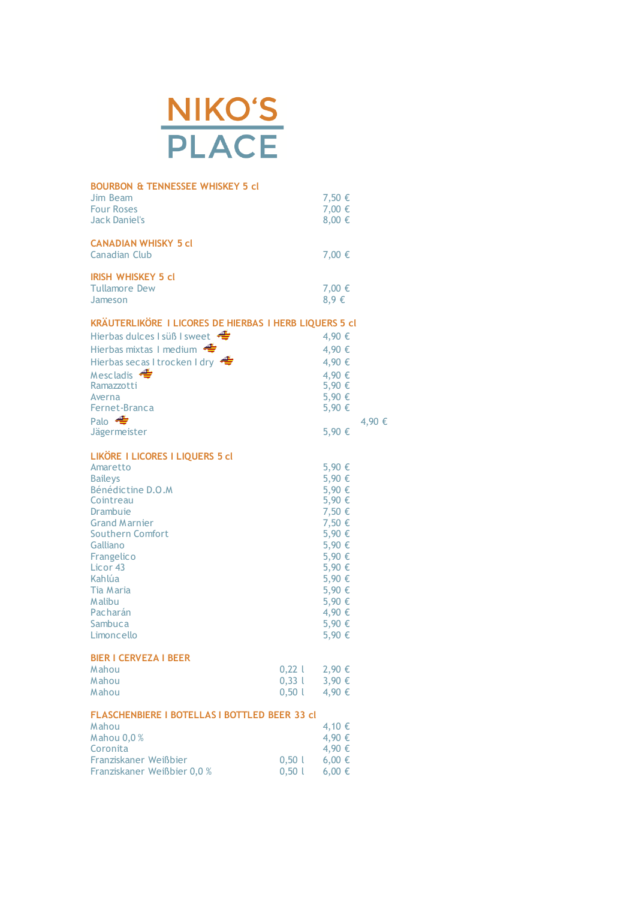# NIKO'S PLACE

## BOURBON & TENNESSEE WHISKEY 5 cl

| | |
|---|---|
| Jim Beam | 7,50 € |
| Four Roses | 7,00 € |
| Jack Daniel's | 8,00 € |

## CANADIAN WHISKY 5 cl

| | |
|---|---|
| Canadian Club | 7,00 € |

## IRISH WHISKEY 5 cl

| | |
|---|---|
| Tullamore Dew | 7,00 € |
| Jameson | 8,9 € |

## KRÄUTERLIKÖRE I LICORES DE HIERBAS I HERB LIQUERS 5 cl

| | |
|---|---|
| Hierbas dulces I süß I sweet | 4,90 € |
| Hierbas mixtas I medium | 4,90 € |
| Hierbas secas I trocken I dry | 4,90 € |
| Mescladis | 4,90 € |
| Ramazzotti | 5,90 € |
| Averna | 5,90 € |
| Fernet-Branca | 5,90 € |
| Palo | 4,90 € |
| Jägermeister | 5,90 € |

## LIKÖRE I LICORES I LIQUERS 5 cl

| | |
|---|---|
| Amaretto | 5,90 € |
| Baileys | 5,90 € |
| Bénédictine D.O.M | 5,90 € |
| Cointreau | 5,90 € |
| Drambuie | 7,50 € |
| Grand Marnier | 7,50 € |
| Southern Comfort | 5,90 € |
| Galliano | 5,90 € |
| Frangelico | 5,90 € |
| Licor 43 | 5,90 € |
| Kahlúa | 5,90 € |
| Tia Maria | 5,90 € |
| Malibu | 5,90 € |
| Pacharán | 4,90 € |
| Sambuca | 5,90 € |
| Limoncello | 5,90 € |

## BIER I CERVEZA I BEER

| | | |
|---|---|---|
| Mahou | 0,22 l | 2,90 € |
| Mahou | 0,33 l | 3,90 € |
| Mahou | 0,50 l | 4,90 € |

## FLASCHENBIERE I BOTELLAS I BOTTLED BEER 33 cl

| | | |
|---|---|---|
| Mahou | | 4,10 € |
| Mahou 0,0 % | | 4,90 € |
| Coronita | | 4,90 € |
| Franziskaner Weißbier | 0,50 l | 6,00 € |
| Franziskaner Weißbier 0,0 % | 0,50 l | 6,00 € |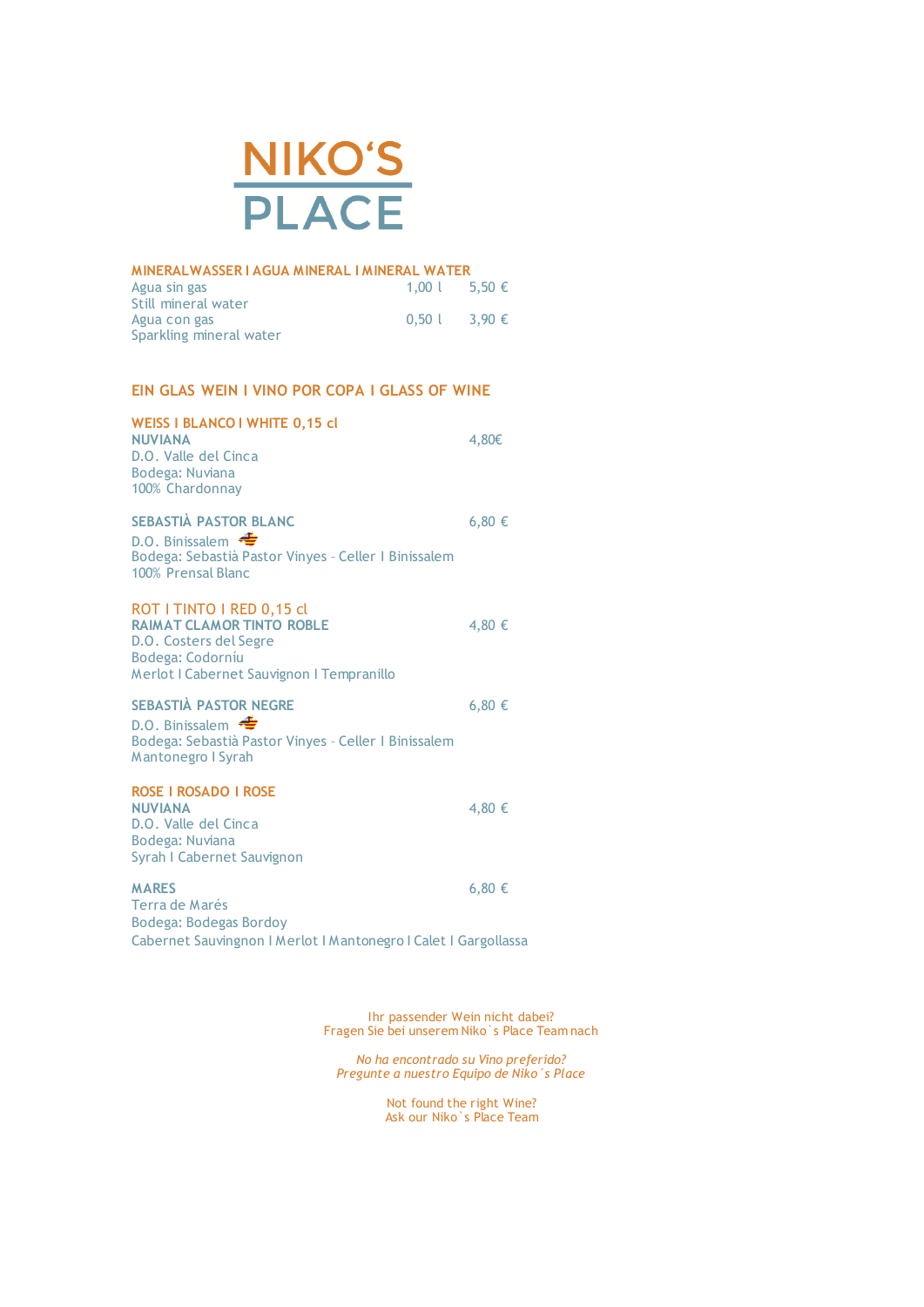# NIKO'S PLACE

## MINERALWASSER I AGUA MINERAL I MINERAL WATER

| | | |
|---|---|---|
| Agua sin gas<br>Still mineral water | 1,00 l | 5,50 € |
| Agua con gas<br>Sparkling mineral water | 0,50 l | 3,90 € |

## EIN GLAS WEIN I VINO POR COPA I GLASS OF WINE

### WEISS I BLANCO I WHITE 0,15 cl

**NUVIANA** — 4,80€
D.O. Valle del Cinca
Bodega: Nuviana
100% Chardonnay

**SEBASTIÀ PASTOR BLANC** — 6,80 €
D.O. Binissalem
Bodega: Sebastià Pastor Vinyes - Celler I Binissalem
100% Prensal Blanc

### ROT I TINTO I RED 0,15 cl

**RAIMAT CLAMOR TINTO ROBLE** — 4,80 €
D.O. Costers del Segre
Bodega: Codorníu
Merlot I Cabernet Sauvignon I Tempranillo

**SEBASTIÀ PASTOR NEGRE** — 6,80 €
D.O. Binissalem
Bodega: Sebastià Pastor Vinyes - Celler I Binissalem
Mantonegro I Syrah

### ROSE I ROSADO I ROSE

**NUVIANA** — 4,80 €
D.O. Valle del Cinca
Bodega: Nuviana
Syrah I Cabernet Sauvignon

**MARES** — 6,80 €
Terra de Marés
Bodega: Bodegas Bordoy
Cabernet Sauvingnon I Merlot I Mantonegro I Calet I Gargollassa

Ihr passender Wein nicht dabei?
Fragen Sie bei unserem Niko`s Place Team nach

*No ha encontrado su Vino preferido?*
*Pregunte a nuestro Equipo de Niko`s Place*

Not found the right Wine?
Ask our Niko`s Place Team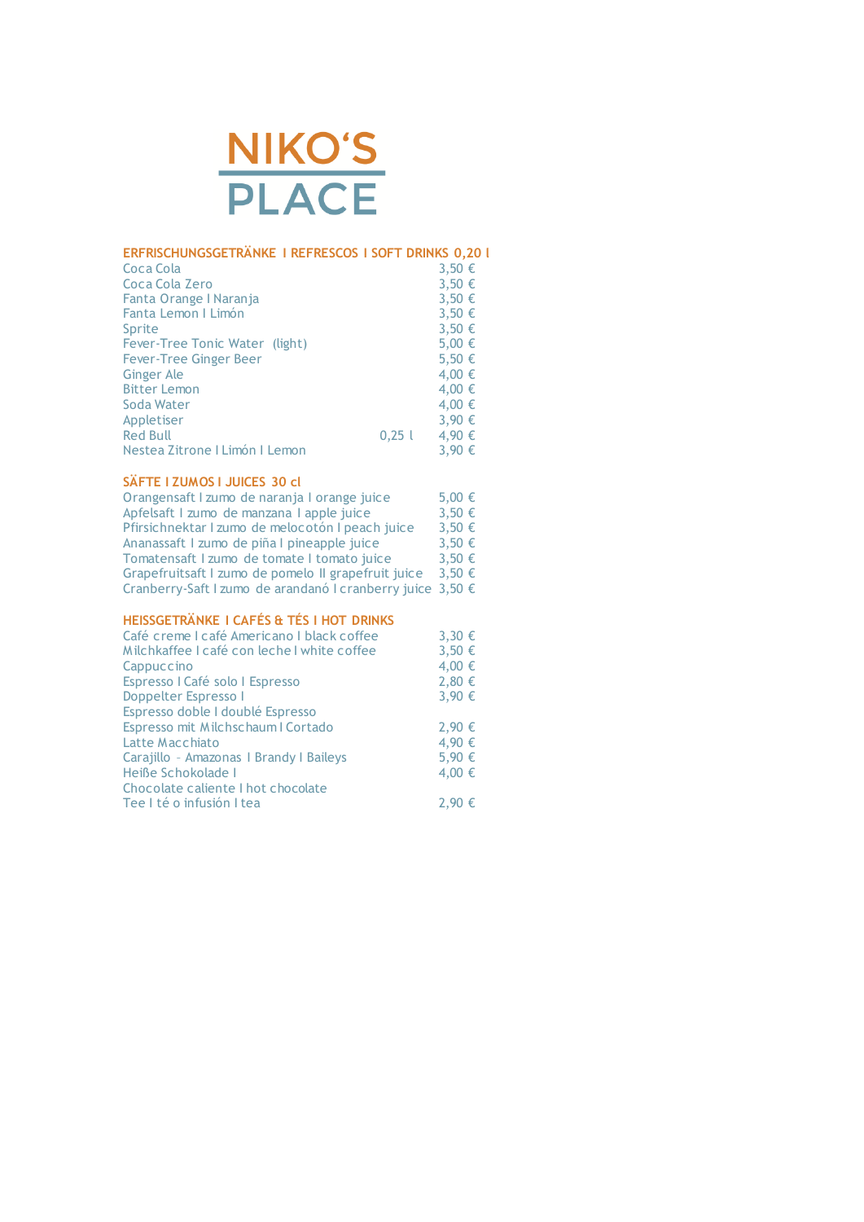# NIKO'S PLACE

## ERFRISCHUNGSGETRÄNKE I REFRESCOS I SOFT DRINKS 0,20 l

| | | |
|---|---|---|
| Coca Cola | | 3,50 € |
| Coca Cola Zero | | 3,50 € |
| Fanta Orange I Naranja | | 3,50 € |
| Fanta Lemon I Limón | | 3,50 € |
| Sprite | | 3,50 € |
| Fever-Tree Tonic Water (light) | | 5,00 € |
| Fever-Tree Ginger Beer | | 5,50 € |
| Ginger Ale | | 4,00 € |
| Bitter Lemon | | 4,00 € |
| Soda Water | | 4,00 € |
| Appletiser | | 3,90 € |
| Red Bull | 0,25 l | 4,90 € |
| Nestea Zitrone I Limón I Lemon | | 3,90 € |

## SÄFTE I ZUMOS I JUICES 30 cl

| | |
|---|---|
| Orangensaft I zumo de naranja I orange juice | 5,00 € |
| Apfelsaft I zumo de manzana I apple juice | 3,50 € |
| Pfirsichnektar I zumo de melocotón I peach juice | 3,50 € |
| Ananassaft I zumo de piña I pineapple juice | 3,50 € |
| Tomatensaft I zumo de tomate I tomato juice | 3,50 € |
| Grapefruitsaft I zumo de pomelo II grapefruit juice | 3,50 € |
| Cranberry-Saft I zumo de arandanó I cranberry juice | 3,50 € |

## HEISSGETRÄNKE I CAFÉS & TÉS I HOT DRINKS

| | |
|---|---|
| Café creme I café Americano I black coffee | 3,30 € |
| Milchkaffee I café con leche I white coffee | 3,50 € |
| Cappuccino | 4,00 € |
| Espresso I Café solo I Espresso | 2,80 € |
| Doppelter Espresso I Espresso doble I doublé Espresso | 3,90 € |
| Espresso mit Milchschaum I Cortado | 2,90 € |
| Latte Macchiato | 4,90 € |
| Carajillo - Amazonas I Brandy I Baileys | 5,90 € |
| Heiße Schokolade I Chocolate caliente I hot chocolate | 4,00 € |
| Tee I té o infusión I tea | 2,90 € |